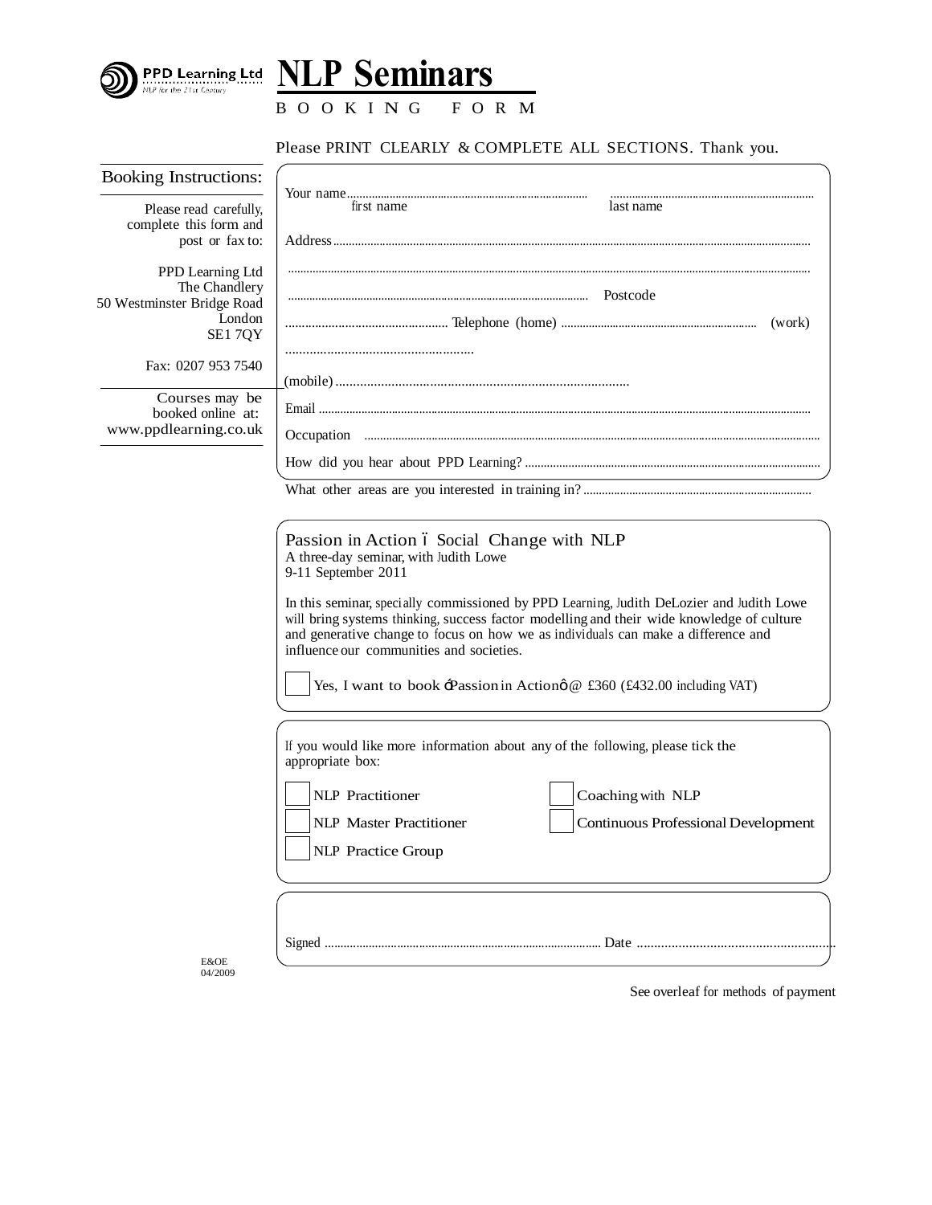PPD Learning Ltd
NLP for the 21st Century

# NLP Seminars

BOOKING FORM

Please PRINT CLEARLY & COMPLETE ALL SECTIONS. Thank you.

**Booking Instructions:**

Please read carefully, complete this form and post or fax to:

PPD Learning Ltd
The Chandlery
50 Westminster Bridge Road
London
SE1 7QY

Fax: 0207 953 7540

Courses may be booked online at:
www.ppdlearning.co.uk

Your name.................................................................................. ..................................................................
first name last name

Address...........................................................................................................................................................

.......................................................................................................................................................................

.................................................................................................... Postcode

................................................ Telephone (home) ................................................................ (work)

.....................................................

(mobile) ..................................................................................

Email .............................................................................................................................................................

Occupation ....................................................................................................................................................

How did you hear about PPD Learning? ...................................................................................................

What other areas are you interested in training in? ...........................................................................

**Passion in Action – Social Change with NLP**
A three-day seminar, with Judith Lowe
9-11 September 2011

In this seminar, specially commissioned by PPD Learning, Judith DeLozier and Judith Lowe will bring systems thinking, success factor modelling and their wide knowledge of culture and generative change to focus on how we as individuals can make a difference and influence our communities and societies.

☐ Yes, I want to book 'Passion in Action' @ £360 (£432.00 including VAT)

If you would like more information about any of the following, please tick the appropriate box:

☐ NLP Practitioner
☐ NLP Master Practitioner
☐ NLP Practice Group
☐ Coaching with NLP
☐ Continuous Professional Development

Signed ......................................................................................... Date .........................................................

E&OE
04/2009

See overleaf for methods of payment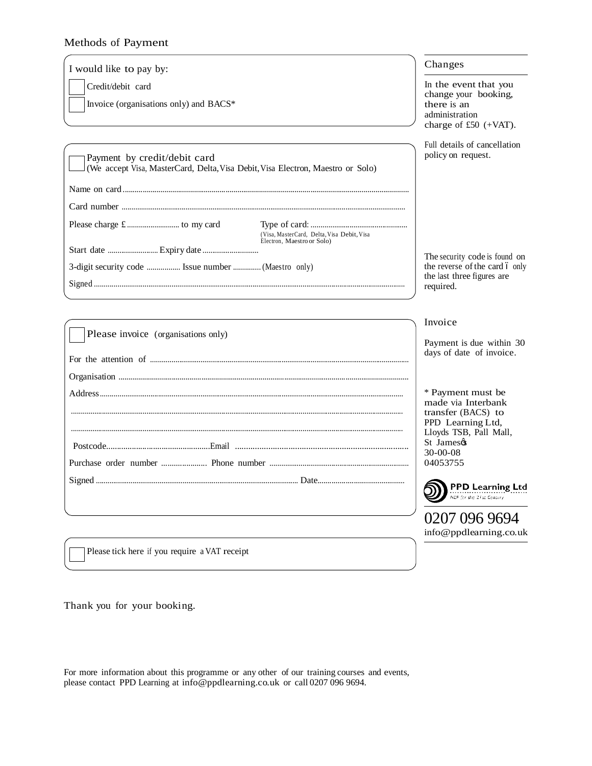## Methods of Payment

I would like to pay by:

☐ Credit/debit card

☐ Invoice (organisations only) and BACS*

### Changes

In the event that you change your booking, there is an administration charge of £50 (+VAT).

Full details of cancellation policy on request.

☐ **Payment by credit/debit card**
(We accept Visa, MasterCard, Delta, Visa Debit, Visa Electron, Maestro or Solo)

Name on card ..........................................

Card number ..........................................

Please charge £ .................... to my card    Type of card: ..........................
(Visa, MasterCard, Delta, Visa Debit, Visa Electron, Maestro or Solo)

Start date .................... Expiry date ....................

3-digit security code .............. Issue number .............. (Maestro only)

Signed ..........................................

The security code is found on the reverse of the card – only the last three figures are required.

☐ **Please invoice** (organisations only)

For the attention of ..........................................

Organisation ..........................................

Address ..........................................

..........................................

..........................................

Postcode .................................... Email ....................................

Purchase order number .................... Phone number ....................

Signed .................................... Date ....................

### Invoice

Payment is due within 30 days of date of invoice.

* Payment must be made via Interbank transfer (BACS) to PPD Learning Ltd, Lloyds TSB, Pall Mall, St James's
30-00-08
04053755

PPD Learning Ltd
NLP for the 21st Century

0207 096 9694
info@ppdlearning.co.uk

☐ Please tick here if you require a VAT receipt

Thank you for your booking.

For more information about this programme or any other of our training courses and events, please contact PPD Learning at info@ppdlearning.co.uk or call 0207 096 9694.